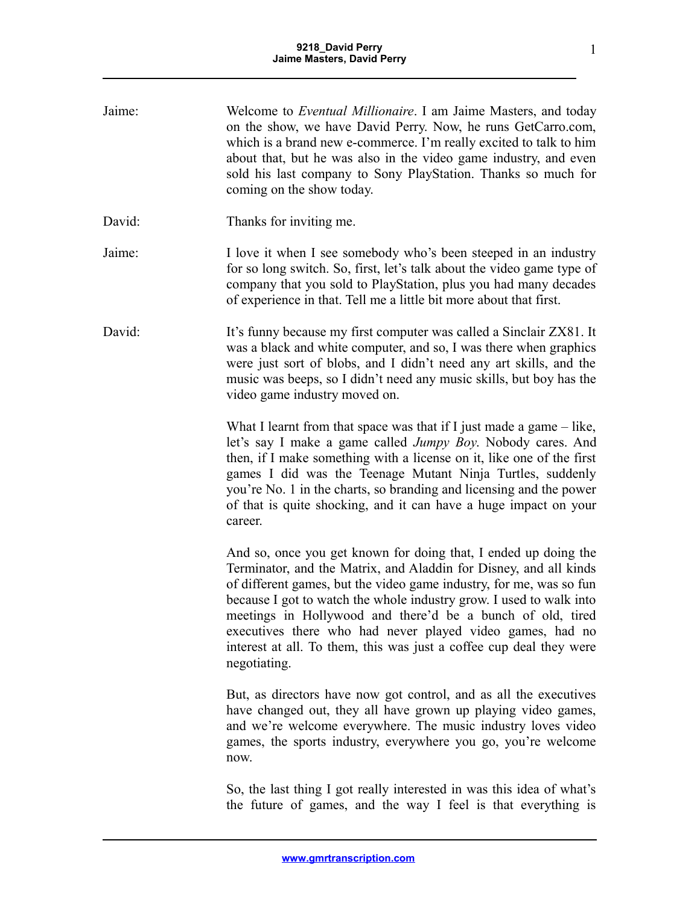Jaime: Welcome to *Eventual Millionaire*. I am Jaime Masters, and today on the show, we have David Perry. Now, he runs GetCarro.com, which is a brand new e-commerce. I'm really excited to talk to him about that, but he was also in the video game industry, and even sold his last company to Sony PlayStation. Thanks so much for coming on the show today.

David: Thanks for inviting me.

Jaime: I love it when I see somebody who's been steeped in an industry for so long switch. So, first, let's talk about the video game type of company that you sold to PlayStation, plus you had many decades of experience in that. Tell me a little bit more about that first.

David: It's funny because my first computer was called a Sinclair ZX81. It was a black and white computer, and so, I was there when graphics were just sort of blobs, and I didn't need any art skills, and the music was beeps, so I didn't need any music skills, but boy has the video game industry moved on.

What I learnt from that space was that if I just made a game – like, let's say I make a game called *Jumpy Boy*. Nobody cares. And then, if I make something with a license on it, like one of the first games I did was the Teenage Mutant Ninja Turtles, suddenly you're No. 1 in the charts, so branding and licensing and the power of that is quite shocking, and it can have a huge impact on your career.

And so, once you get known for doing that, I ended up doing the Terminator, and the Matrix, and Aladdin for Disney, and all kinds of different games, but the video game industry, for me, was so fun because I got to watch the whole industry grow. I used to walk into meetings in Hollywood and there'd be a bunch of old, tired executives there who had never played video games, had no interest at all. To them, this was just a coffee cup deal they were negotiating.

But, as directors have now got control, and as all the executives have changed out, they all have grown up playing video games, and we're welcome everywhere. The music industry loves video games, the sports industry, everywhere you go, you're welcome now.

So, the last thing I got really interested in was this idea of what's the future of games, and the way I feel is that everything is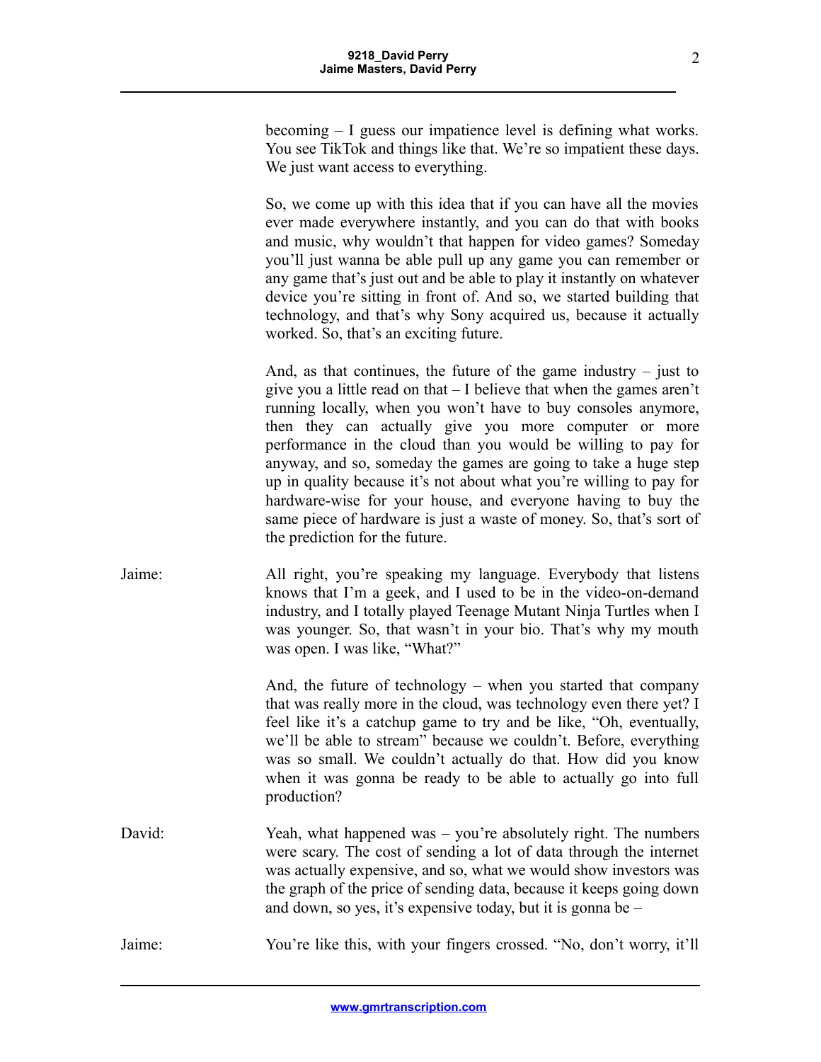becoming – I guess our impatience level is defining what works. You see TikTok and things like that. We're so impatient these days. We just want access to everything.

So, we come up with this idea that if you can have all the movies ever made everywhere instantly, and you can do that with books and music, why wouldn't that happen for video games? Someday you'll just wanna be able pull up any game you can remember or any game that's just out and be able to play it instantly on whatever device you're sitting in front of. And so, we started building that technology, and that's why Sony acquired us, because it actually worked. So, that's an exciting future.

And, as that continues, the future of the game industry – just to give you a little read on that – I believe that when the games aren't running locally, when you won't have to buy consoles anymore, then they can actually give you more computer or more performance in the cloud than you would be willing to pay for anyway, and so, someday the games are going to take a huge step up in quality because it's not about what you're willing to pay for hardware-wise for your house, and everyone having to buy the same piece of hardware is just a waste of money. So, that's sort of the prediction for the future.

Jaime: All right, you're speaking my language. Everybody that listens knows that I'm a geek, and I used to be in the video-on-demand industry, and I totally played Teenage Mutant Ninja Turtles when I was younger. So, that wasn't in your bio. That's why my mouth was open. I was like, "What?"

And, the future of technology – when you started that company that was really more in the cloud, was technology even there yet? I feel like it's a catchup game to try and be like, "Oh, eventually, we'll be able to stream" because we couldn't. Before, everything was so small. We couldn't actually do that. How did you know when it was gonna be ready to be able to actually go into full production?

David: Yeah, what happened was – you're absolutely right. The numbers were scary. The cost of sending a lot of data through the internet was actually expensive, and so, what we would show investors was the graph of the price of sending data, because it keeps going down and down, so yes, it's expensive today, but it is gonna be –

Jaime: You're like this, with your fingers crossed. "No, don't worry, it'll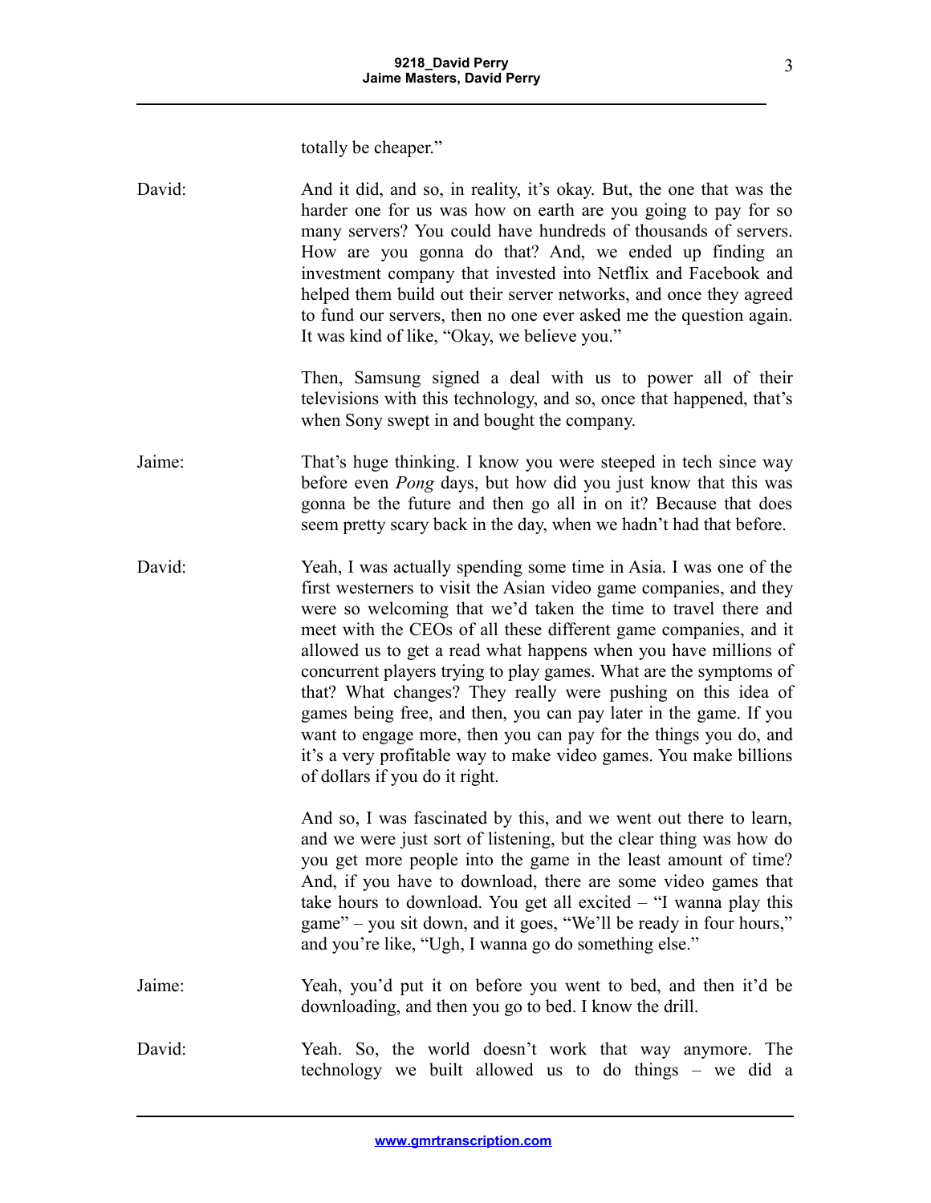totally be cheaper."

David: And it did, and so, in reality, it's okay. But, the one that was the harder one for us was how on earth are you going to pay for so many servers? You could have hundreds of thousands of servers. How are you gonna do that? And, we ended up finding an investment company that invested into Netflix and Facebook and helped them build out their server networks, and once they agreed to fund our servers, then no one ever asked me the question again. It was kind of like, "Okay, we believe you."

Then, Samsung signed a deal with us to power all of their televisions with this technology, and so, once that happened, that's when Sony swept in and bought the company.

Jaime: That's huge thinking. I know you were steeped in tech since way before even *Pong* days, but how did you just know that this was gonna be the future and then go all in on it? Because that does seem pretty scary back in the day, when we hadn't had that before.

David: Yeah, I was actually spending some time in Asia. I was one of the first westerners to visit the Asian video game companies, and they were so welcoming that we'd taken the time to travel there and meet with the CEOs of all these different game companies, and it allowed us to get a read what happens when you have millions of concurrent players trying to play games. What are the symptoms of that? What changes? They really were pushing on this idea of games being free, and then, you can pay later in the game. If you want to engage more, then you can pay for the things you do, and it's a very profitable way to make video games. You make billions of dollars if you do it right.

And so, I was fascinated by this, and we went out there to learn, and we were just sort of listening, but the clear thing was how do you get more people into the game in the least amount of time? And, if you have to download, there are some video games that take hours to download. You get all excited – "I wanna play this game" – you sit down, and it goes, "We'll be ready in four hours," and you're like, "Ugh, I wanna go do something else."

Jaime: Yeah, you'd put it on before you went to bed, and then it'd be downloading, and then you go to bed. I know the drill.

David: Yeah. So, the world doesn't work that way anymore. The technology we built allowed us to do things – we did a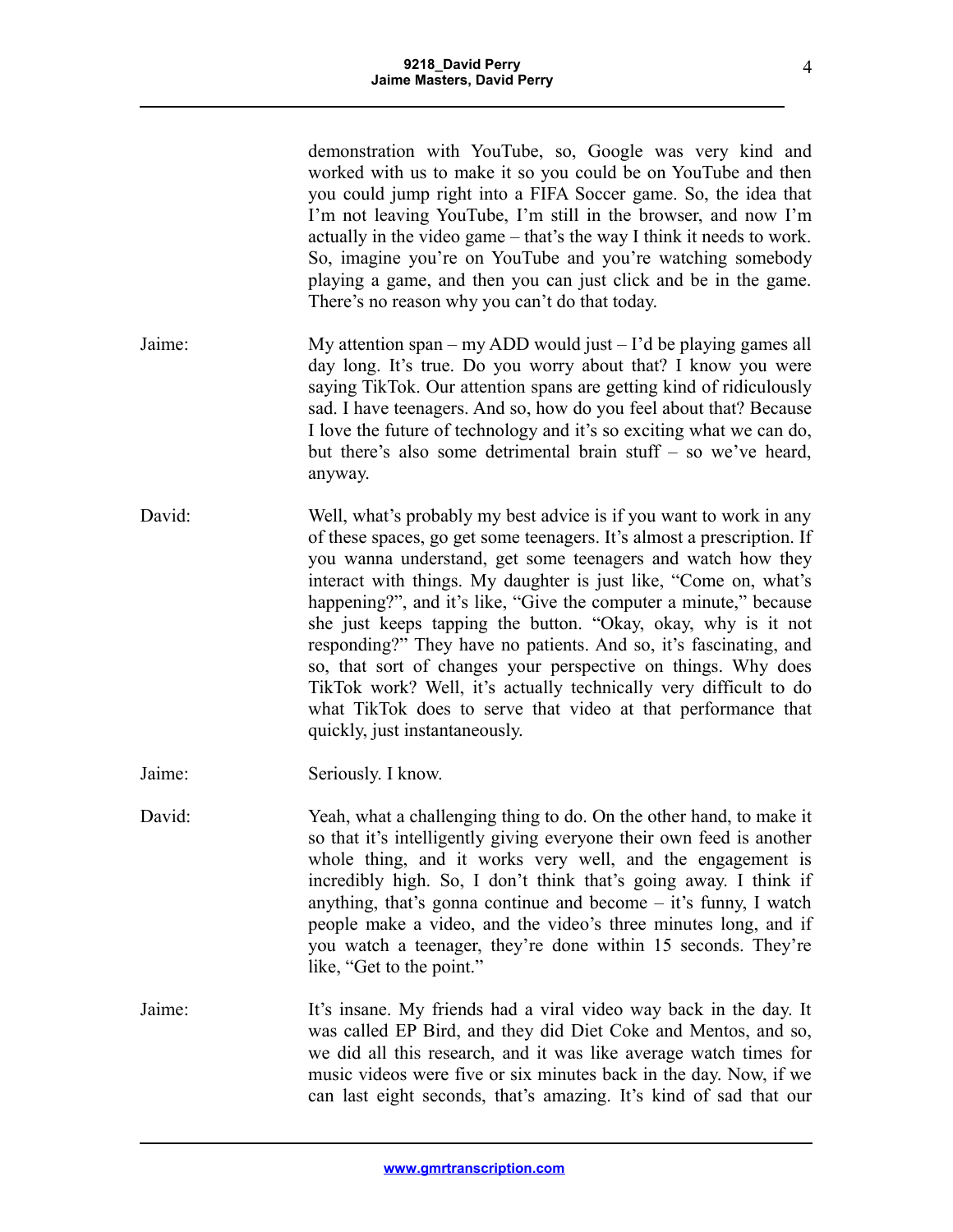demonstration with YouTube, so, Google was very kind and worked with us to make it so you could be on YouTube and then you could jump right into a FIFA Soccer game. So, the idea that I'm not leaving YouTube, I'm still in the browser, and now I'm actually in the video game – that's the way I think it needs to work. So, imagine you're on YouTube and you're watching somebody playing a game, and then you can just click and be in the game. There's no reason why you can't do that today.

Jaime: My attention span – my ADD would just – I'd be playing games all day long. It's true. Do you worry about that? I know you were saying TikTok. Our attention spans are getting kind of ridiculously sad. I have teenagers. And so, how do you feel about that? Because I love the future of technology and it's so exciting what we can do, but there's also some detrimental brain stuff – so we've heard, anyway.

David: Well, what's probably my best advice is if you want to work in any of these spaces, go get some teenagers. It's almost a prescription. If you wanna understand, get some teenagers and watch how they interact with things. My daughter is just like, "Come on, what's happening?", and it's like, "Give the computer a minute," because she just keeps tapping the button. "Okay, okay, why is it not responding?" They have no patients. And so, it's fascinating, and so, that sort of changes your perspective on things. Why does TikTok work? Well, it's actually technically very difficult to do what TikTok does to serve that video at that performance that quickly, just instantaneously.

Jaime: Seriously. I know.

David: Yeah, what a challenging thing to do. On the other hand, to make it so that it's intelligently giving everyone their own feed is another whole thing, and it works very well, and the engagement is incredibly high. So, I don't think that's going away. I think if anything, that's gonna continue and become – it's funny, I watch people make a video, and the video's three minutes long, and if you watch a teenager, they're done within 15 seconds. They're like, "Get to the point."

Jaime: It's insane. My friends had a viral video way back in the day. It was called EP Bird, and they did Diet Coke and Mentos, and so, we did all this research, and it was like average watch times for music videos were five or six minutes back in the day. Now, if we can last eight seconds, that's amazing. It's kind of sad that our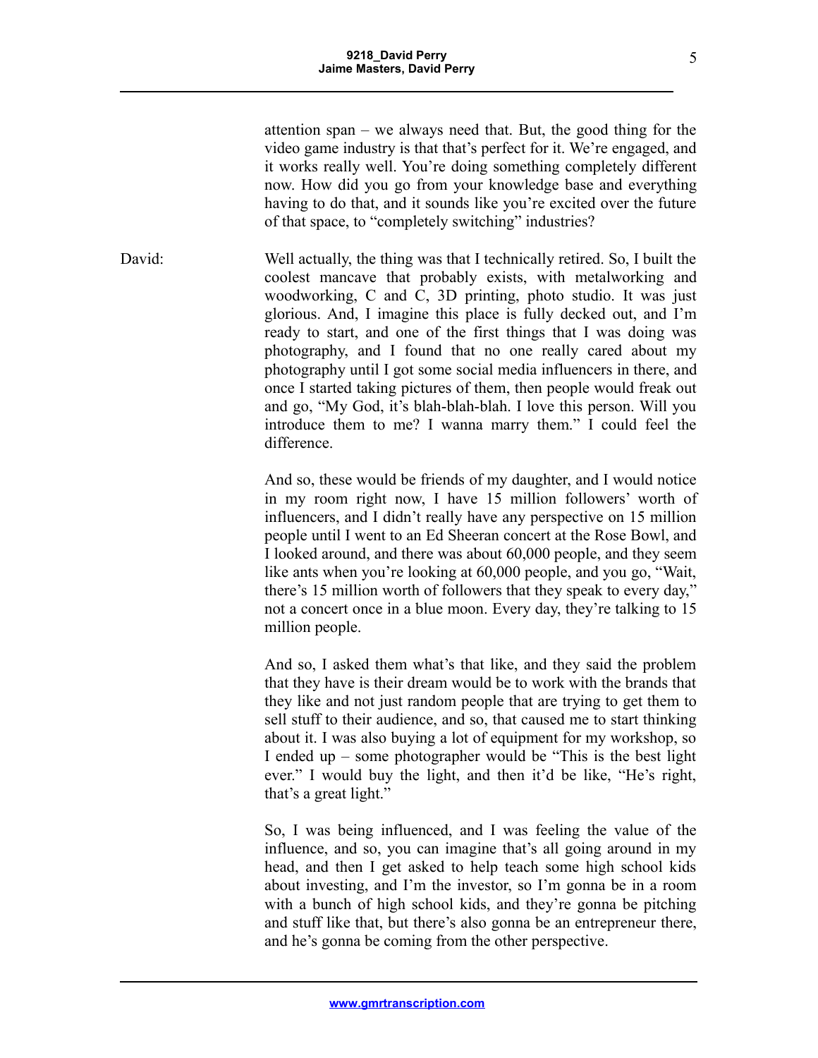attention span – we always need that. But, the good thing for the video game industry is that that's perfect for it. We're engaged, and it works really well. You're doing something completely different now. How did you go from your knowledge base and everything having to do that, and it sounds like you're excited over the future of that space, to "completely switching" industries?

David: Well actually, the thing was that I technically retired. So, I built the coolest mancave that probably exists, with metalworking and woodworking, C and C, 3D printing, photo studio. It was just glorious. And, I imagine this place is fully decked out, and I'm ready to start, and one of the first things that I was doing was photography, and I found that no one really cared about my photography until I got some social media influencers in there, and once I started taking pictures of them, then people would freak out and go, "My God, it's blah-blah-blah. I love this person. Will you introduce them to me? I wanna marry them." I could feel the difference.

And so, these would be friends of my daughter, and I would notice in my room right now, I have 15 million followers' worth of influencers, and I didn't really have any perspective on 15 million people until I went to an Ed Sheeran concert at the Rose Bowl, and I looked around, and there was about 60,000 people, and they seem like ants when you're looking at 60,000 people, and you go, "Wait, there's 15 million worth of followers that they speak to every day," not a concert once in a blue moon. Every day, they're talking to 15 million people.

And so, I asked them what's that like, and they said the problem that they have is their dream would be to work with the brands that they like and not just random people that are trying to get them to sell stuff to their audience, and so, that caused me to start thinking about it. I was also buying a lot of equipment for my workshop, so I ended up – some photographer would be "This is the best light ever." I would buy the light, and then it'd be like, "He's right, that's a great light."

So, I was being influenced, and I was feeling the value of the influence, and so, you can imagine that's all going around in my head, and then I get asked to help teach some high school kids about investing, and I'm the investor, so I'm gonna be in a room with a bunch of high school kids, and they're gonna be pitching and stuff like that, but there's also gonna be an entrepreneur there, and he's gonna be coming from the other perspective.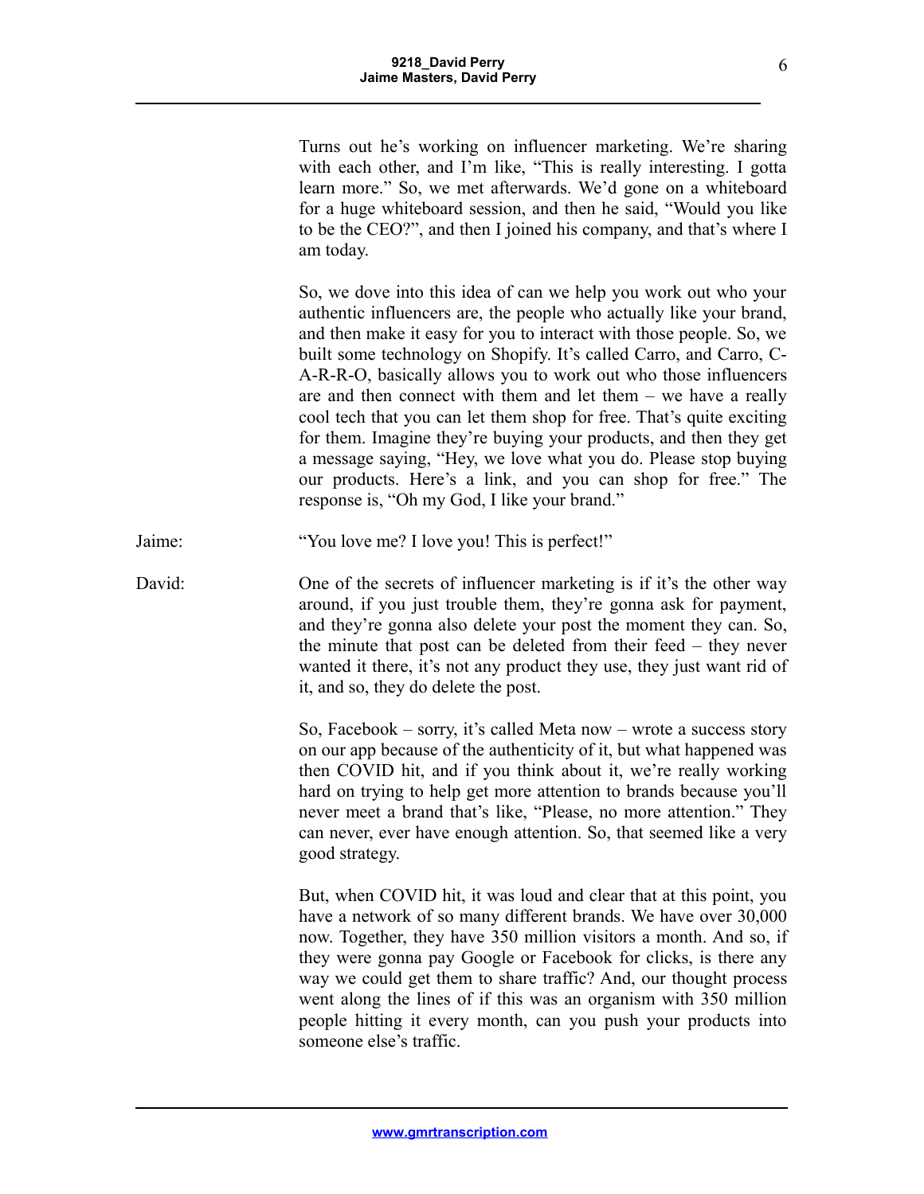Turns out he's working on influencer marketing. We're sharing with each other, and I'm like, "This is really interesting. I gotta learn more." So, we met afterwards. We'd gone on a whiteboard for a huge whiteboard session, and then he said, "Would you like to be the CEO?", and then I joined his company, and that's where I am today.

So, we dove into this idea of can we help you work out who your authentic influencers are, the people who actually like your brand, and then make it easy for you to interact with those people. So, we built some technology on Shopify. It's called Carro, and Carro, C-A-R-R-O, basically allows you to work out who those influencers are and then connect with them and let them – we have a really cool tech that you can let them shop for free. That's quite exciting for them. Imagine they're buying your products, and then they get a message saying, "Hey, we love what you do. Please stop buying our products. Here's a link, and you can shop for free." The response is, "Oh my God, I like your brand."

Jaime: "You love me? I love you! This is perfect!"

David: One of the secrets of influencer marketing is if it's the other way around, if you just trouble them, they're gonna ask for payment, and they're gonna also delete your post the moment they can. So, the minute that post can be deleted from their feed – they never wanted it there, it's not any product they use, they just want rid of it, and so, they do delete the post.

So, Facebook – sorry, it's called Meta now – wrote a success story on our app because of the authenticity of it, but what happened was then COVID hit, and if you think about it, we're really working hard on trying to help get more attention to brands because you'll never meet a brand that's like, "Please, no more attention." They can never, ever have enough attention. So, that seemed like a very good strategy.

But, when COVID hit, it was loud and clear that at this point, you have a network of so many different brands. We have over 30,000 now. Together, they have 350 million visitors a month. And so, if they were gonna pay Google or Facebook for clicks, is there any way we could get them to share traffic? And, our thought process went along the lines of if this was an organism with 350 million people hitting it every month, can you push your products into someone else's traffic.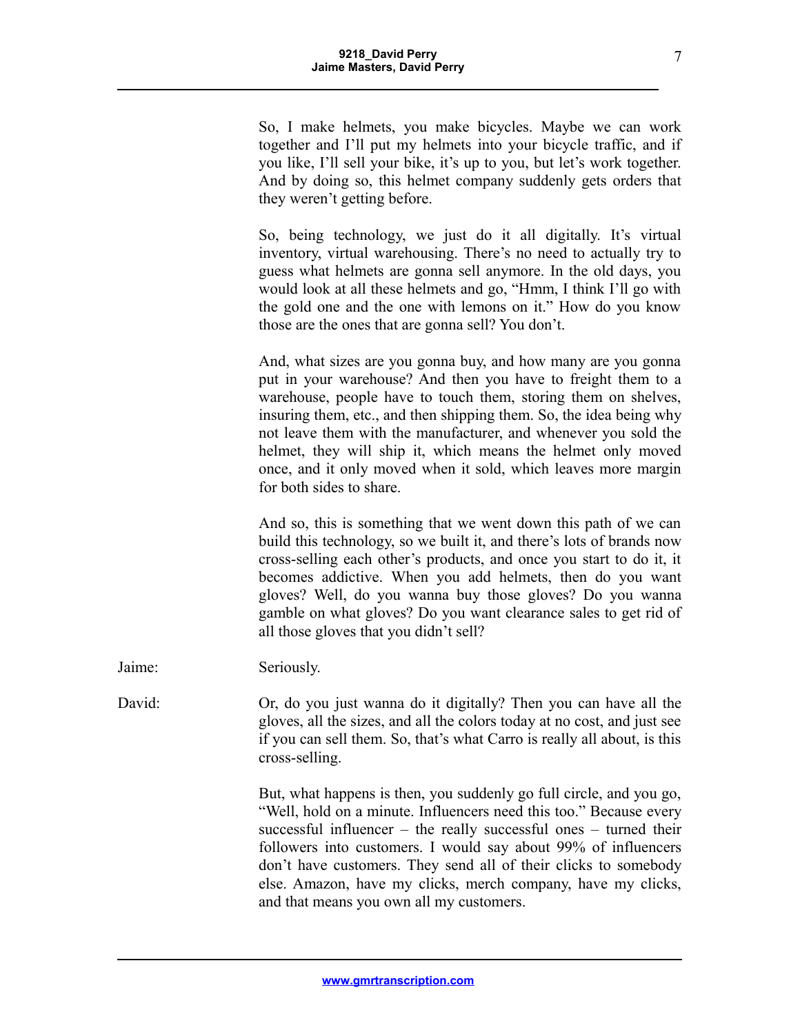So, I make helmets, you make bicycles. Maybe we can work together and I'll put my helmets into your bicycle traffic, and if you like, I'll sell your bike, it's up to you, but let's work together. And by doing so, this helmet company suddenly gets orders that they weren't getting before.

So, being technology, we just do it all digitally. It's virtual inventory, virtual warehousing. There's no need to actually try to guess what helmets are gonna sell anymore. In the old days, you would look at all these helmets and go, "Hmm, I think I'll go with the gold one and the one with lemons on it." How do you know those are the ones that are gonna sell? You don't.

And, what sizes are you gonna buy, and how many are you gonna put in your warehouse? And then you have to freight them to a warehouse, people have to touch them, storing them on shelves, insuring them, etc., and then shipping them. So, the idea being why not leave them with the manufacturer, and whenever you sold the helmet, they will ship it, which means the helmet only moved once, and it only moved when it sold, which leaves more margin for both sides to share.

And so, this is something that we went down this path of we can build this technology, so we built it, and there's lots of brands now cross-selling each other's products, and once you start to do it, it becomes addictive. When you add helmets, then do you want gloves? Well, do you wanna buy those gloves? Do you wanna gamble on what gloves? Do you want clearance sales to get rid of all those gloves that you didn't sell?

Jaime: Seriously.

David: Or, do you just wanna do it digitally? Then you can have all the gloves, all the sizes, and all the colors today at no cost, and just see if you can sell them. So, that's what Carro is really all about, is this cross-selling.

But, what happens is then, you suddenly go full circle, and you go, "Well, hold on a minute. Influencers need this too." Because every successful influencer – the really successful ones – turned their followers into customers. I would say about 99% of influencers don't have customers. They send all of their clicks to somebody else. Amazon, have my clicks, merch company, have my clicks, and that means you own all my customers.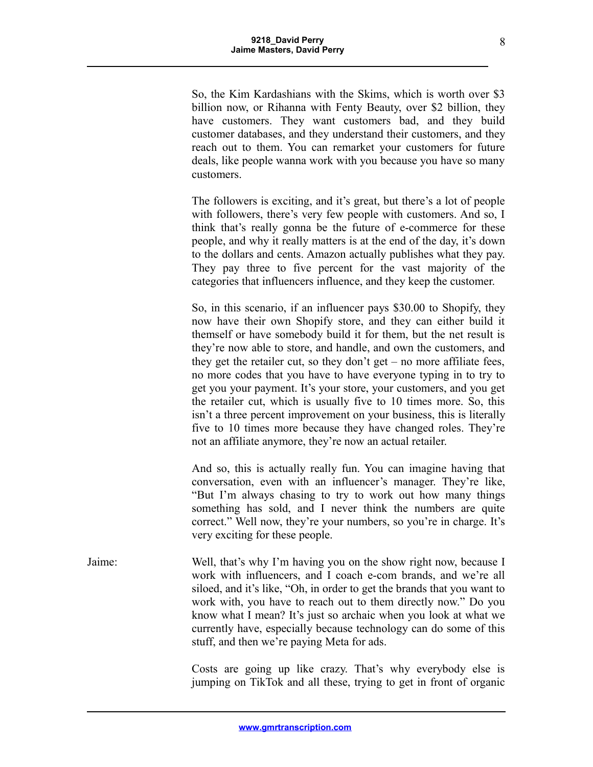So, the Kim Kardashians with the Skims, which is worth over $3 billion now, or Rihanna with Fenty Beauty, over $2 billion, they have customers. They want customers bad, and they build customer databases, and they understand their customers, and they reach out to them. You can remarket your customers for future deals, like people wanna work with you because you have so many customers.

The followers is exciting, and it's great, but there's a lot of people with followers, there's very few people with customers. And so, I think that's really gonna be the future of e-commerce for these people, and why it really matters is at the end of the day, it's down to the dollars and cents. Amazon actually publishes what they pay. They pay three to five percent for the vast majority of the categories that influencers influence, and they keep the customer.

So, in this scenario, if an influencer pays $30.00 to Shopify, they now have their own Shopify store, and they can either build it themself or have somebody build it for them, but the net result is they're now able to store, and handle, and own the customers, and they get the retailer cut, so they don't get – no more affiliate fees, no more codes that you have to have everyone typing in to try to get you your payment. It's your store, your customers, and you get the retailer cut, which is usually five to 10 times more. So, this isn't a three percent improvement on your business, this is literally five to 10 times more because they have changed roles. They're not an affiliate anymore, they're now an actual retailer.

And so, this is actually really fun. You can imagine having that conversation, even with an influencer's manager. They're like, "But I'm always chasing to try to work out how many things something has sold, and I never think the numbers are quite correct." Well now, they're your numbers, so you're in charge. It's very exciting for these people.

Jaime: Well, that's why I'm having you on the show right now, because I work with influencers, and I coach e-com brands, and we're all siloed, and it's like, "Oh, in order to get the brands that you want to work with, you have to reach out to them directly now." Do you know what I mean? It's just so archaic when you look at what we currently have, especially because technology can do some of this stuff, and then we're paying Meta for ads.

Costs are going up like crazy. That's why everybody else is jumping on TikTok and all these, trying to get in front of organic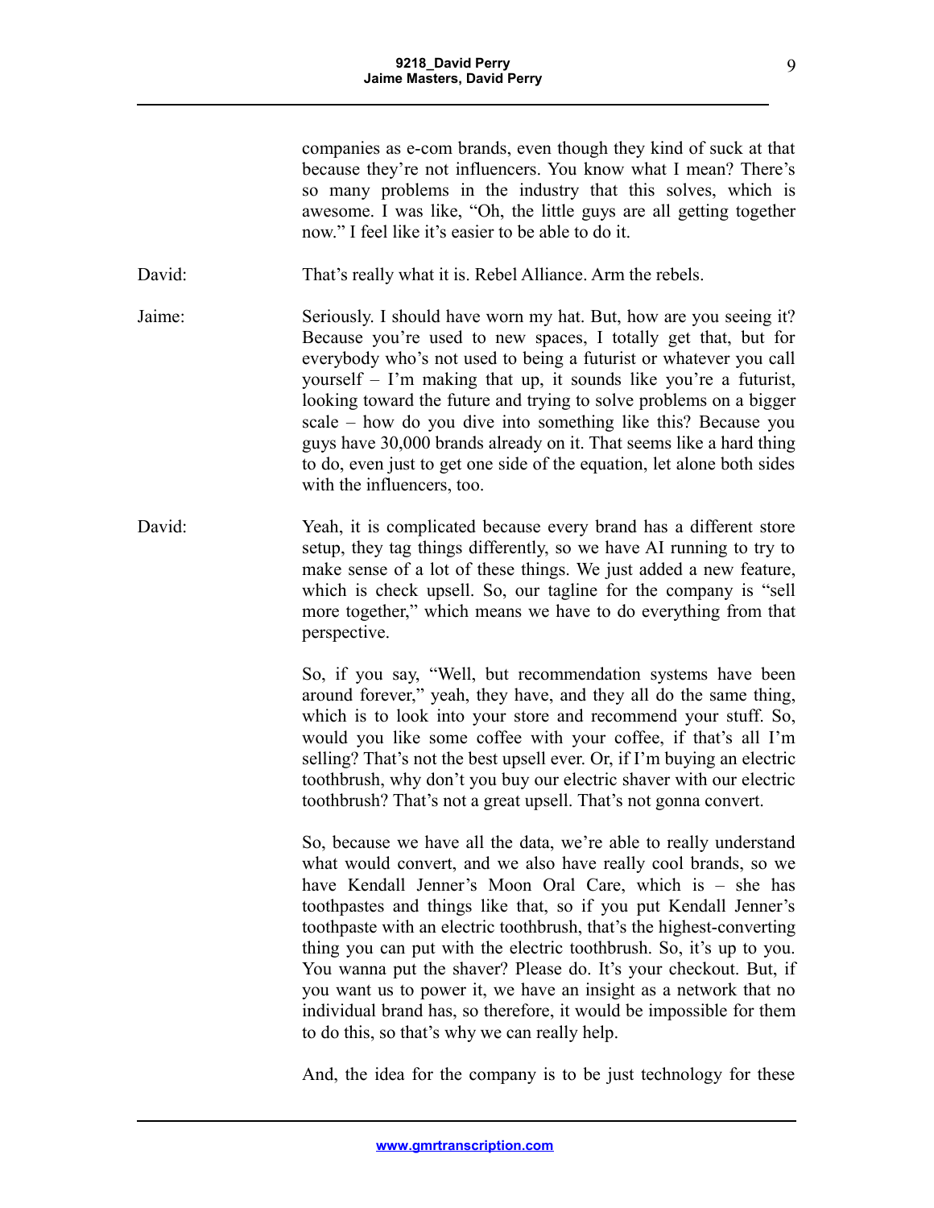companies as e-com brands, even though they kind of suck at that because they're not influencers. You know what I mean? There's so many problems in the industry that this solves, which is awesome. I was like, "Oh, the little guys are all getting together now." I feel like it's easier to be able to do it.

David: That's really what it is. Rebel Alliance. Arm the rebels.

Jaime: Seriously. I should have worn my hat. But, how are you seeing it? Because you're used to new spaces, I totally get that, but for everybody who's not used to being a futurist or whatever you call yourself – I'm making that up, it sounds like you're a futurist, looking toward the future and trying to solve problems on a bigger scale – how do you dive into something like this? Because you guys have 30,000 brands already on it. That seems like a hard thing to do, even just to get one side of the equation, let alone both sides with the influencers, too.

David: Yeah, it is complicated because every brand has a different store setup, they tag things differently, so we have AI running to try to make sense of a lot of these things. We just added a new feature, which is check upsell. So, our tagline for the company is "sell more together," which means we have to do everything from that perspective.

So, if you say, "Well, but recommendation systems have been around forever," yeah, they have, and they all do the same thing, which is to look into your store and recommend your stuff. So, would you like some coffee with your coffee, if that's all I'm selling? That's not the best upsell ever. Or, if I'm buying an electric toothbrush, why don't you buy our electric shaver with our electric toothbrush? That's not a great upsell. That's not gonna convert.

So, because we have all the data, we're able to really understand what would convert, and we also have really cool brands, so we have Kendall Jenner's Moon Oral Care, which is – she has toothpastes and things like that, so if you put Kendall Jenner's toothpaste with an electric toothbrush, that's the highest-converting thing you can put with the electric toothbrush. So, it's up to you. You wanna put the shaver? Please do. It's your checkout. But, if you want us to power it, we have an insight as a network that no individual brand has, so therefore, it would be impossible for them to do this, so that's why we can really help.

And, the idea for the company is to be just technology for these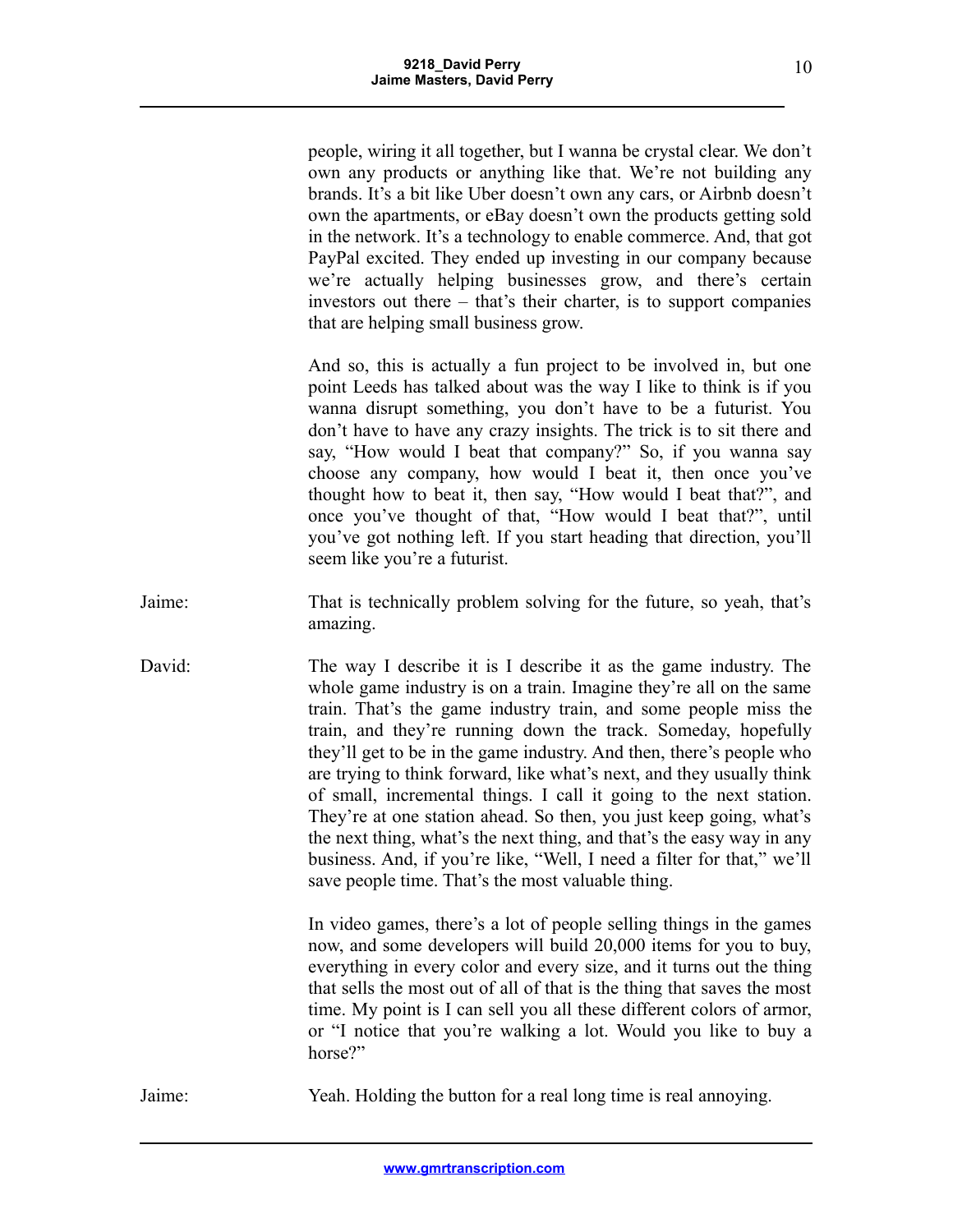people, wiring it all together, but I wanna be crystal clear. We don't own any products or anything like that. We're not building any brands. It's a bit like Uber doesn't own any cars, or Airbnb doesn't own the apartments, or eBay doesn't own the products getting sold in the network. It's a technology to enable commerce. And, that got PayPal excited. They ended up investing in our company because we're actually helping businesses grow, and there's certain investors out there – that's their charter, is to support companies that are helping small business grow.

And so, this is actually a fun project to be involved in, but one point Leeds has talked about was the way I like to think is if you wanna disrupt something, you don't have to be a futurist. You don't have to have any crazy insights. The trick is to sit there and say, "How would I beat that company?" So, if you wanna say choose any company, how would I beat it, then once you've thought how to beat it, then say, "How would I beat that?", and once you've thought of that, "How would I beat that?", until you've got nothing left. If you start heading that direction, you'll seem like you're a futurist.

Jaime: That is technically problem solving for the future, so yeah, that's amazing.

David: The way I describe it is I describe it as the game industry. The whole game industry is on a train. Imagine they're all on the same train. That's the game industry train, and some people miss the train, and they're running down the track. Someday, hopefully they'll get to be in the game industry. And then, there's people who are trying to think forward, like what's next, and they usually think of small, incremental things. I call it going to the next station. They're at one station ahead. So then, you just keep going, what's the next thing, what's the next thing, and that's the easy way in any business. And, if you're like, "Well, I need a filter for that," we'll save people time. That's the most valuable thing.

In video games, there's a lot of people selling things in the games now, and some developers will build 20,000 items for you to buy, everything in every color and every size, and it turns out the thing that sells the most out of all of that is the thing that saves the most time. My point is I can sell you all these different colors of armor, or "I notice that you're walking a lot. Would you like to buy a horse?"

Jaime: Yeah. Holding the button for a real long time is real annoying.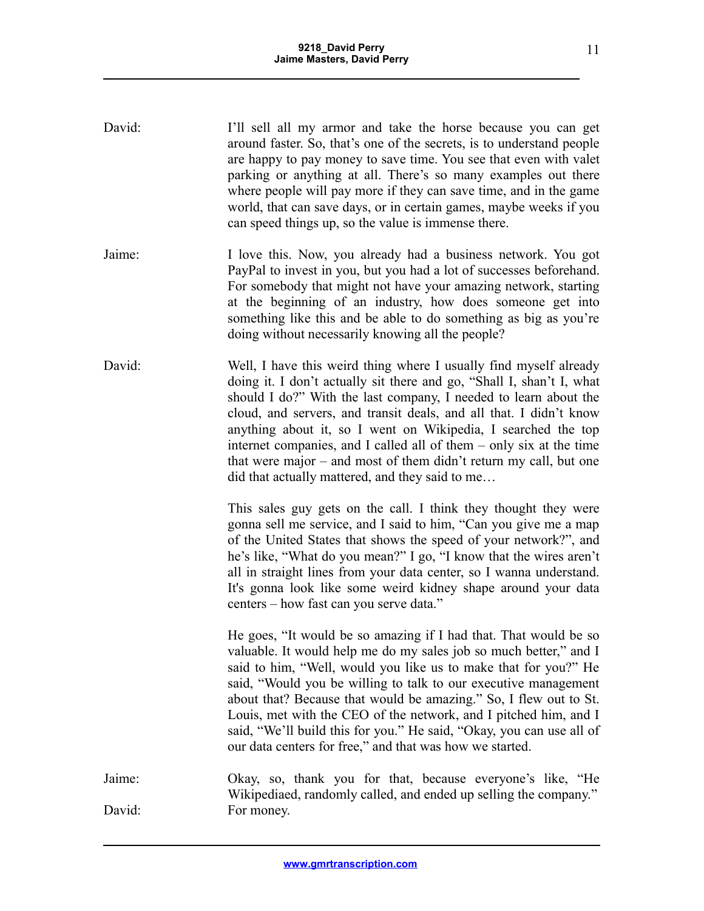David: I'll sell all my armor and take the horse because you can get around faster. So, that's one of the secrets, is to understand people are happy to pay money to save time. You see that even with valet parking or anything at all. There's so many examples out there where people will pay more if they can save time, and in the game world, that can save days, or in certain games, maybe weeks if you can speed things up, so the value is immense there.

Jaime: I love this. Now, you already had a business network. You got PayPal to invest in you, but you had a lot of successes beforehand. For somebody that might not have your amazing network, starting at the beginning of an industry, how does someone get into something like this and be able to do something as big as you're doing without necessarily knowing all the people?

David: Well, I have this weird thing where I usually find myself already doing it. I don't actually sit there and go, "Shall I, shan't I, what should I do?" With the last company, I needed to learn about the cloud, and servers, and transit deals, and all that. I didn't know anything about it, so I went on Wikipedia, I searched the top internet companies, and I called all of them – only six at the time that were major – and most of them didn't return my call, but one did that actually mattered, and they said to me…

This sales guy gets on the call. I think they thought they were gonna sell me service, and I said to him, "Can you give me a map of the United States that shows the speed of your network?", and he's like, "What do you mean?" I go, "I know that the wires aren't all in straight lines from your data center, so I wanna understand. It's gonna look like some weird kidney shape around your data centers – how fast can you serve data."

He goes, "It would be so amazing if I had that. That would be so valuable. It would help me do my sales job so much better," and I said to him, "Well, would you like us to make that for you?" He said, "Would you be willing to talk to our executive management about that? Because that would be amazing." So, I flew out to St. Louis, met with the CEO of the network, and I pitched him, and I said, "We'll build this for you." He said, "Okay, you can use all of our data centers for free," and that was how we started.

Jaime: Okay, so, thank you for that, because everyone's like, "He Wikipediaed, randomly called, and ended up selling the company."

David: For money.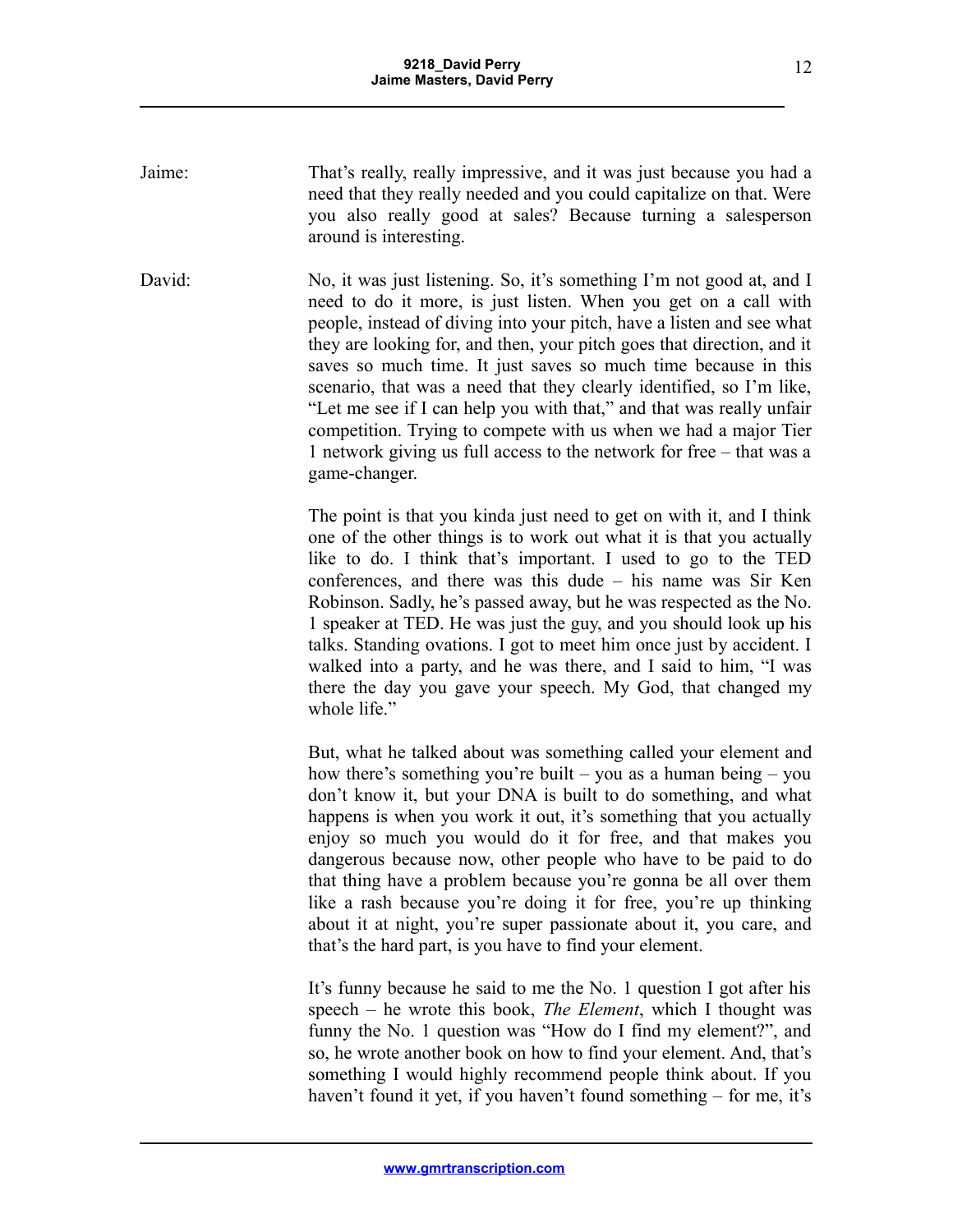Jaime: That's really, really impressive, and it was just because you had a need that they really needed and you could capitalize on that. Were you also really good at sales? Because turning a salesperson around is interesting.

David: No, it was just listening. So, it's something I'm not good at, and I need to do it more, is just listen. When you get on a call with people, instead of diving into your pitch, have a listen and see what they are looking for, and then, your pitch goes that direction, and it saves so much time. It just saves so much time because in this scenario, that was a need that they clearly identified, so I'm like, "Let me see if I can help you with that," and that was really unfair competition. Trying to compete with us when we had a major Tier 1 network giving us full access to the network for free – that was a game-changer.

The point is that you kinda just need to get on with it, and I think one of the other things is to work out what it is that you actually like to do. I think that's important. I used to go to the TED conferences, and there was this dude – his name was Sir Ken Robinson. Sadly, he's passed away, but he was respected as the No. 1 speaker at TED. He was just the guy, and you should look up his talks. Standing ovations. I got to meet him once just by accident. I walked into a party, and he was there, and I said to him, "I was there the day you gave your speech. My God, that changed my whole life."

But, what he talked about was something called your element and how there's something you're built – you as a human being – you don't know it, but your DNA is built to do something, and what happens is when you work it out, it's something that you actually enjoy so much you would do it for free, and that makes you dangerous because now, other people who have to be paid to do that thing have a problem because you're gonna be all over them like a rash because you're doing it for free, you're up thinking about it at night, you're super passionate about it, you care, and that's the hard part, is you have to find your element.

It's funny because he said to me the No. 1 question I got after his speech – he wrote this book, *The Element*, which I thought was funny the No. 1 question was "How do I find my element?", and so, he wrote another book on how to find your element. And, that's something I would highly recommend people think about. If you haven't found it yet, if you haven't found something – for me, it's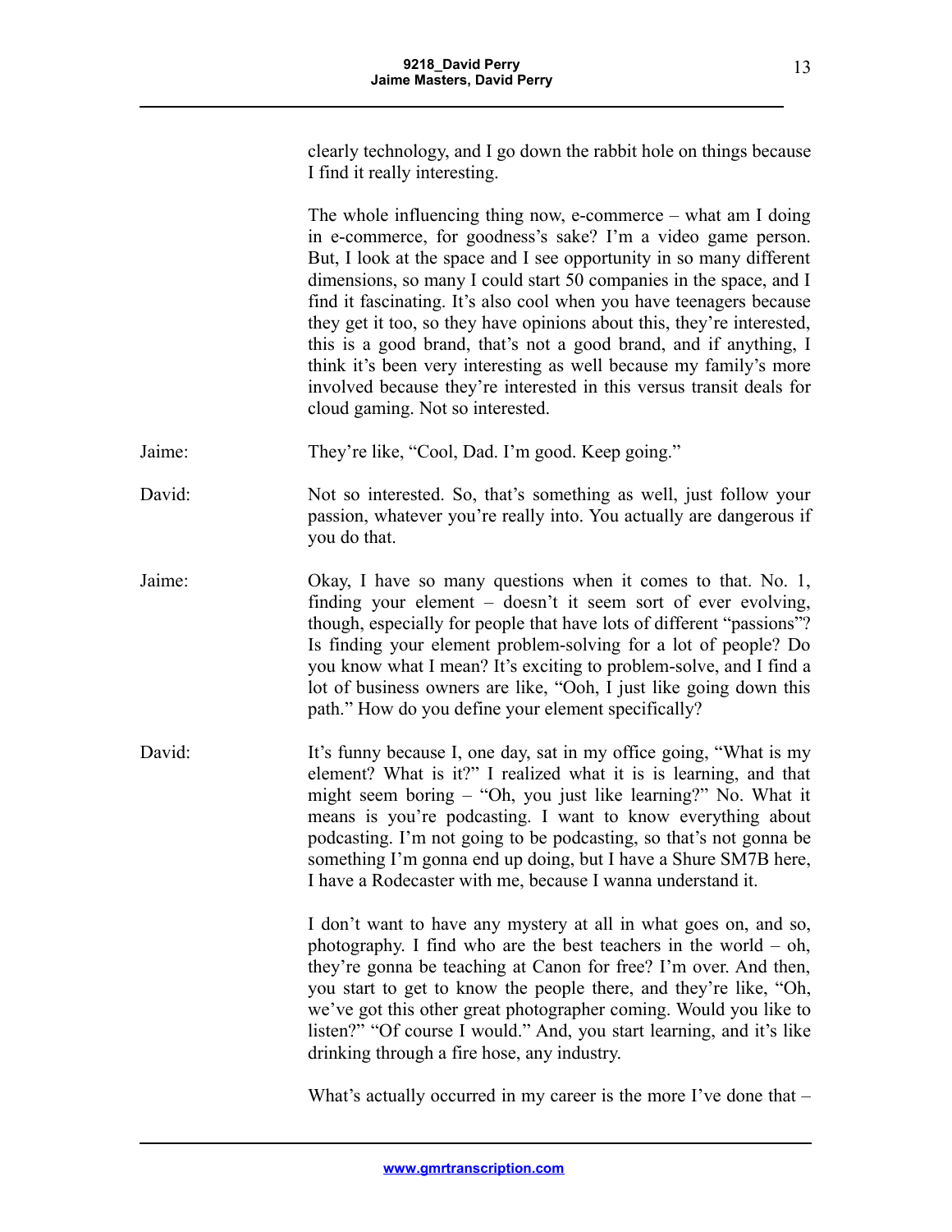clearly technology, and I go down the rabbit hole on things because I find it really interesting.

The whole influencing thing now, e-commerce – what am I doing in e-commerce, for goodness's sake? I'm a video game person. But, I look at the space and I see opportunity in so many different dimensions, so many I could start 50 companies in the space, and I find it fascinating. It's also cool when you have teenagers because they get it too, so they have opinions about this, they're interested, this is a good brand, that's not a good brand, and if anything, I think it's been very interesting as well because my family's more involved because they're interested in this versus transit deals for cloud gaming. Not so interested.

Jaime: They're like, "Cool, Dad. I'm good. Keep going."

David: Not so interested. So, that's something as well, just follow your passion, whatever you're really into. You actually are dangerous if you do that.

Jaime: Okay, I have so many questions when it comes to that. No. 1, finding your element – doesn't it seem sort of ever evolving, though, especially for people that have lots of different "passions"? Is finding your element problem-solving for a lot of people? Do you know what I mean? It's exciting to problem-solve, and I find a lot of business owners are like, "Ooh, I just like going down this path." How do you define your element specifically?

David: It's funny because I, one day, sat in my office going, "What is my element? What is it?" I realized what it is is learning, and that might seem boring – "Oh, you just like learning?" No. What it means is you're podcasting. I want to know everything about podcasting. I'm not going to be podcasting, so that's not gonna be something I'm gonna end up doing, but I have a Shure SM7B here, I have a Rodecaster with me, because I wanna understand it.

I don't want to have any mystery at all in what goes on, and so, photography. I find who are the best teachers in the world – oh, they're gonna be teaching at Canon for free? I'm over. And then, you start to get to know the people there, and they're like, "Oh, we've got this other great photographer coming. Would you like to listen?" "Of course I would." And, you start learning, and it's like drinking through a fire hose, any industry.

What's actually occurred in my career is the more I've done that –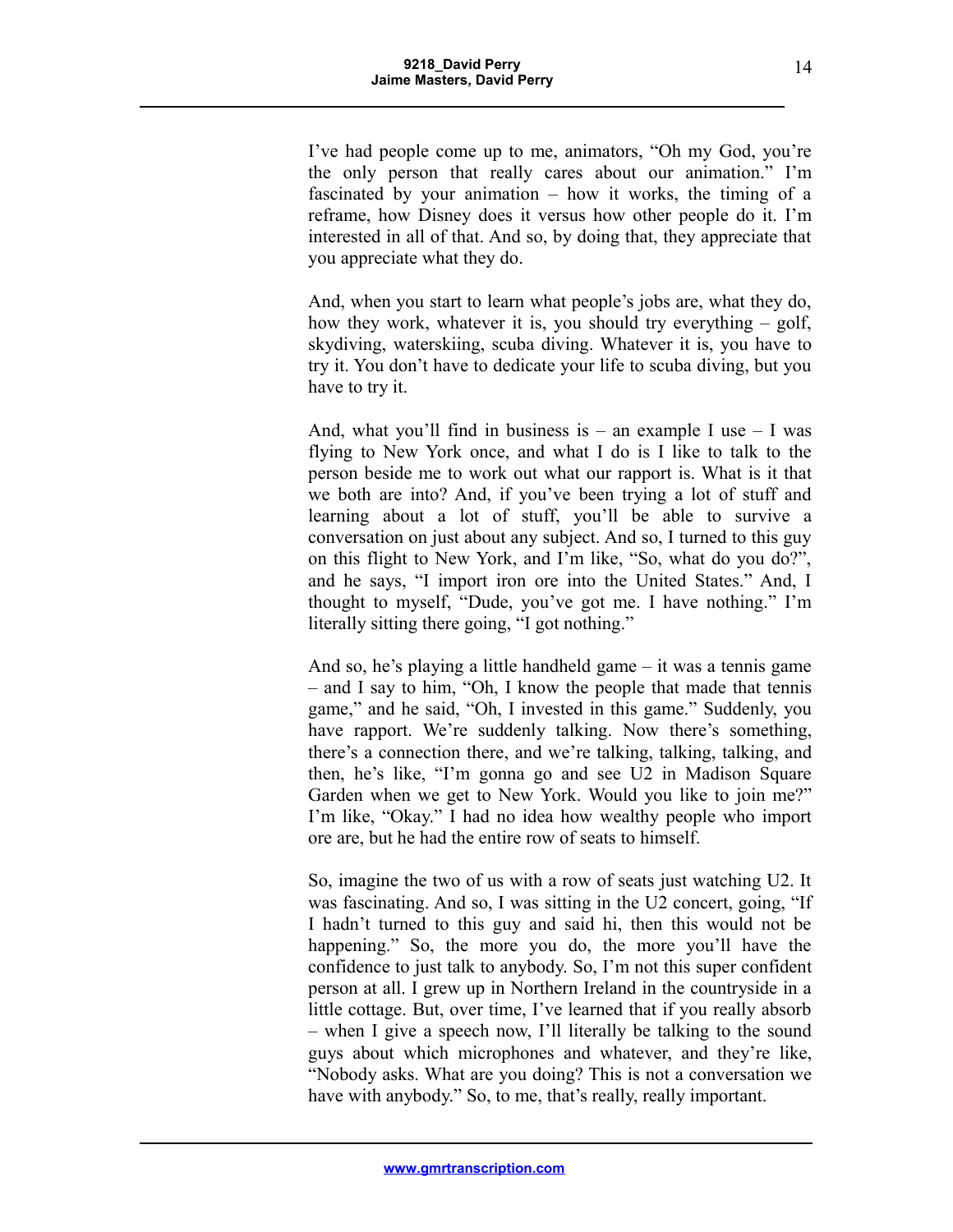I've had people come up to me, animators, "Oh my God, you're the only person that really cares about our animation." I'm fascinated by your animation – how it works, the timing of a reframe, how Disney does it versus how other people do it. I'm interested in all of that. And so, by doing that, they appreciate that you appreciate what they do.

And, when you start to learn what people's jobs are, what they do, how they work, whatever it is, you should try everything – golf, skydiving, waterskiing, scuba diving. Whatever it is, you have to try it. You don't have to dedicate your life to scuba diving, but you have to try it.

And, what you'll find in business is – an example I use – I was flying to New York once, and what I do is I like to talk to the person beside me to work out what our rapport is. What is it that we both are into? And, if you've been trying a lot of stuff and learning about a lot of stuff, you'll be able to survive a conversation on just about any subject. And so, I turned to this guy on this flight to New York, and I'm like, "So, what do you do?", and he says, "I import iron ore into the United States." And, I thought to myself, "Dude, you've got me. I have nothing." I'm literally sitting there going, "I got nothing."

And so, he's playing a little handheld game – it was a tennis game – and I say to him, "Oh, I know the people that made that tennis game," and he said, "Oh, I invested in this game." Suddenly, you have rapport. We're suddenly talking. Now there's something, there's a connection there, and we're talking, talking, talking, and then, he's like, "I'm gonna go and see U2 in Madison Square Garden when we get to New York. Would you like to join me?" I'm like, "Okay." I had no idea how wealthy people who import ore are, but he had the entire row of seats to himself.

So, imagine the two of us with a row of seats just watching U2. It was fascinating. And so, I was sitting in the U2 concert, going, "If I hadn't turned to this guy and said hi, then this would not be happening." So, the more you do, the more you'll have the confidence to just talk to anybody. So, I'm not this super confident person at all. I grew up in Northern Ireland in the countryside in a little cottage. But, over time, I've learned that if you really absorb – when I give a speech now, I'll literally be talking to the sound guys about which microphones and whatever, and they're like, "Nobody asks. What are you doing? This is not a conversation we have with anybody." So, to me, that's really, really important.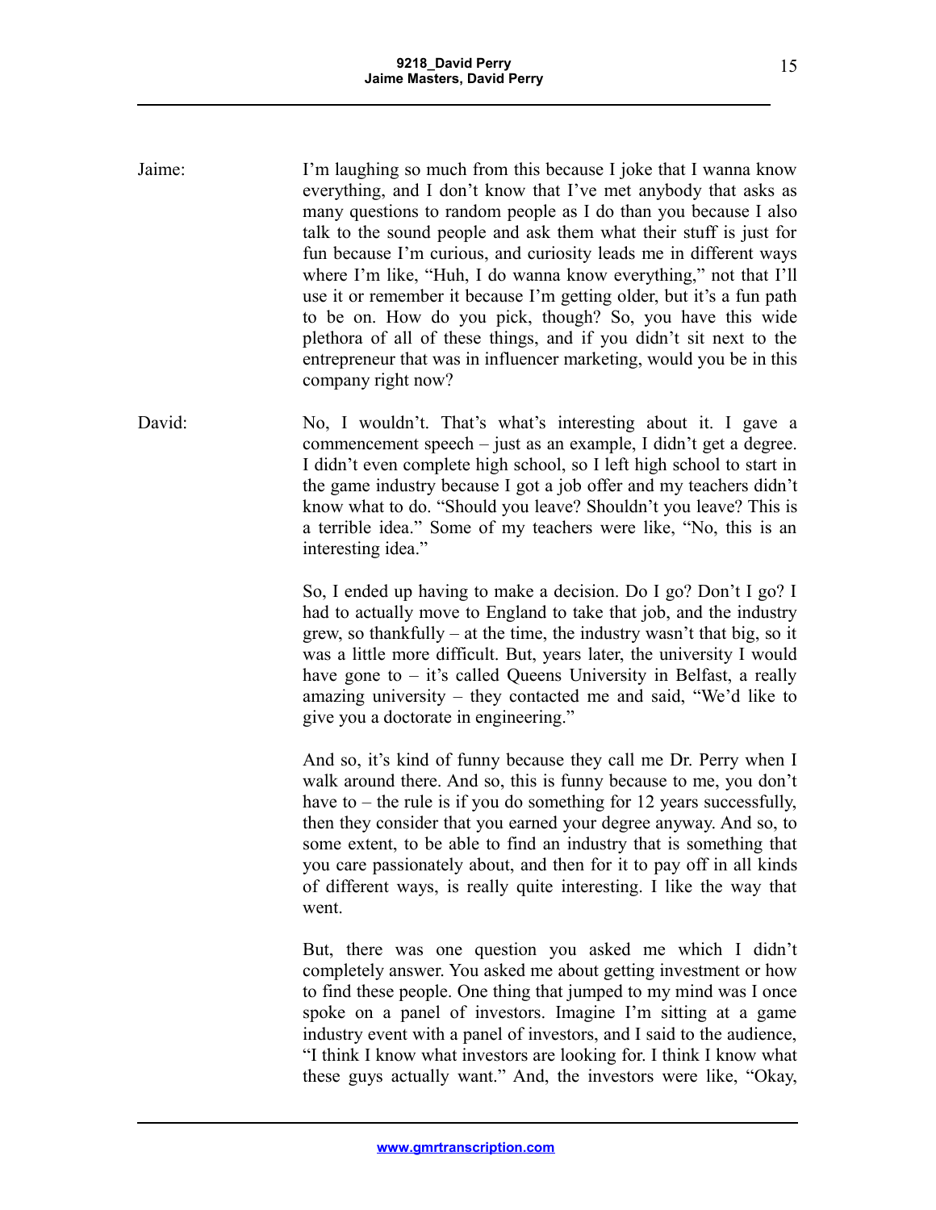Jaime: I'm laughing so much from this because I joke that I wanna know everything, and I don't know that I've met anybody that asks as many questions to random people as I do than you because I also talk to the sound people and ask them what their stuff is just for fun because I'm curious, and curiosity leads me in different ways where I'm like, "Huh, I do wanna know everything," not that I'll use it or remember it because I'm getting older, but it's a fun path to be on. How do you pick, though? So, you have this wide plethora of all of these things, and if you didn't sit next to the entrepreneur that was in influencer marketing, would you be in this company right now?

David: No, I wouldn't. That's what's interesting about it. I gave a commencement speech – just as an example, I didn't get a degree. I didn't even complete high school, so I left high school to start in the game industry because I got a job offer and my teachers didn't know what to do. "Should you leave? Shouldn't you leave? This is a terrible idea." Some of my teachers were like, "No, this is an interesting idea."

So, I ended up having to make a decision. Do I go? Don't I go? I had to actually move to England to take that job, and the industry grew, so thankfully – at the time, the industry wasn't that big, so it was a little more difficult. But, years later, the university I would have gone to – it's called Queens University in Belfast, a really amazing university – they contacted me and said, "We'd like to give you a doctorate in engineering."

And so, it's kind of funny because they call me Dr. Perry when I walk around there. And so, this is funny because to me, you don't have to – the rule is if you do something for 12 years successfully, then they consider that you earned your degree anyway. And so, to some extent, to be able to find an industry that is something that you care passionately about, and then for it to pay off in all kinds of different ways, is really quite interesting. I like the way that went.

But, there was one question you asked me which I didn't completely answer. You asked me about getting investment or how to find these people. One thing that jumped to my mind was I once spoke on a panel of investors. Imagine I'm sitting at a game industry event with a panel of investors, and I said to the audience, "I think I know what investors are looking for. I think I know what these guys actually want." And, the investors were like, "Okay,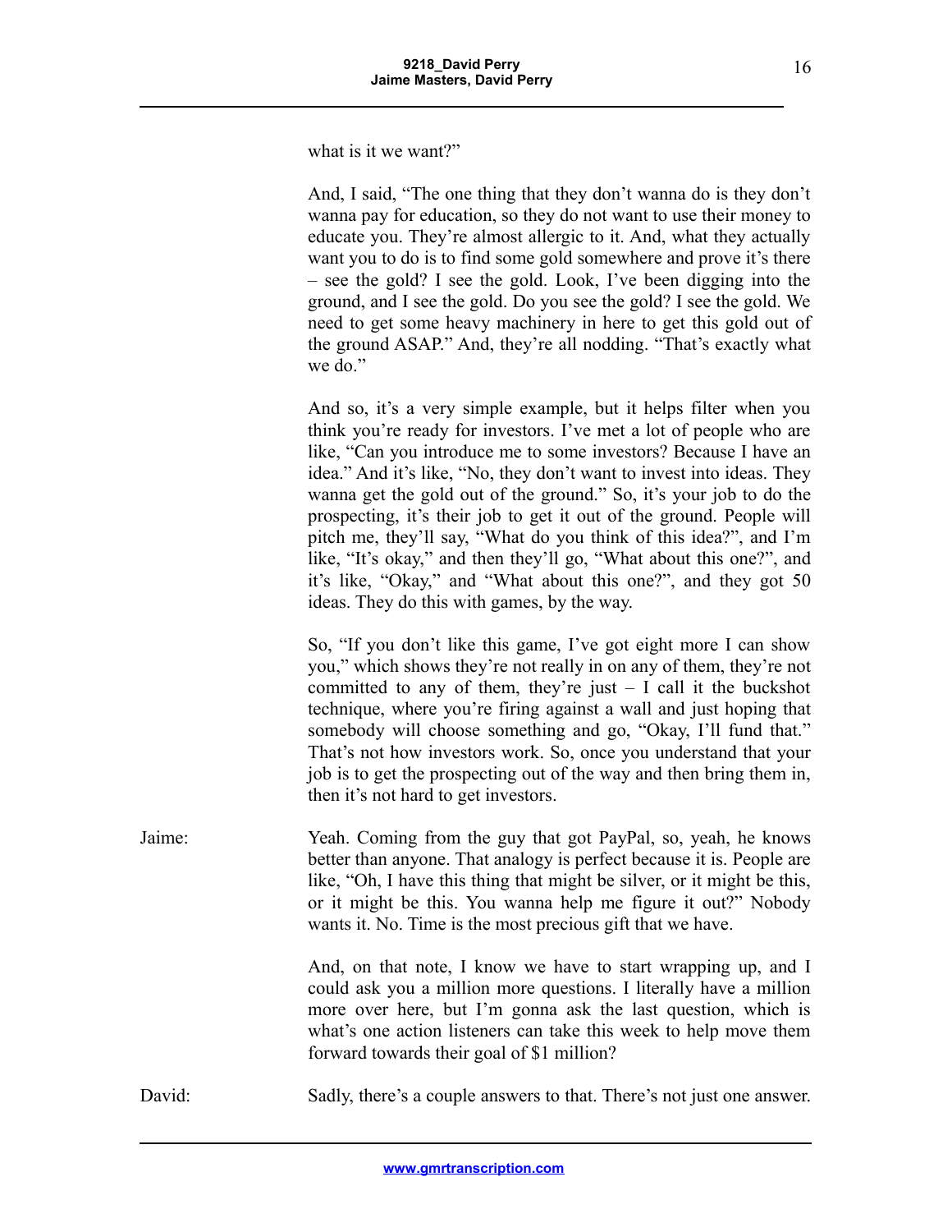what is it we want?"

And, I said, "The one thing that they don't wanna do is they don't wanna pay for education, so they do not want to use their money to educate you. They're almost allergic to it. And, what they actually want you to do is to find some gold somewhere and prove it's there – see the gold? I see the gold. Look, I've been digging into the ground, and I see the gold. Do you see the gold? I see the gold. We need to get some heavy machinery in here to get this gold out of the ground ASAP." And, they're all nodding. "That's exactly what we do."

And so, it's a very simple example, but it helps filter when you think you're ready for investors. I've met a lot of people who are like, "Can you introduce me to some investors? Because I have an idea." And it's like, "No, they don't want to invest into ideas. They wanna get the gold out of the ground." So, it's your job to do the prospecting, it's their job to get it out of the ground. People will pitch me, they'll say, "What do you think of this idea?", and I'm like, "It's okay," and then they'll go, "What about this one?", and it's like, "Okay," and "What about this one?", and they got 50 ideas. They do this with games, by the way.

So, "If you don't like this game, I've got eight more I can show you," which shows they're not really in on any of them, they're not committed to any of them, they're just – I call it the buckshot technique, where you're firing against a wall and just hoping that somebody will choose something and go, "Okay, I'll fund that." That's not how investors work. So, once you understand that your job is to get the prospecting out of the way and then bring them in, then it's not hard to get investors.

Jaime: Yeah. Coming from the guy that got PayPal, so, yeah, he knows better than anyone. That analogy is perfect because it is. People are like, "Oh, I have this thing that might be silver, or it might be this, or it might be this. You wanna help me figure it out?" Nobody wants it. No. Time is the most precious gift that we have.

And, on that note, I know we have to start wrapping up, and I could ask you a million more questions. I literally have a million more over here, but I'm gonna ask the last question, which is what's one action listeners can take this week to help move them forward towards their goal of $1 million?

David: Sadly, there's a couple answers to that. There's not just one answer.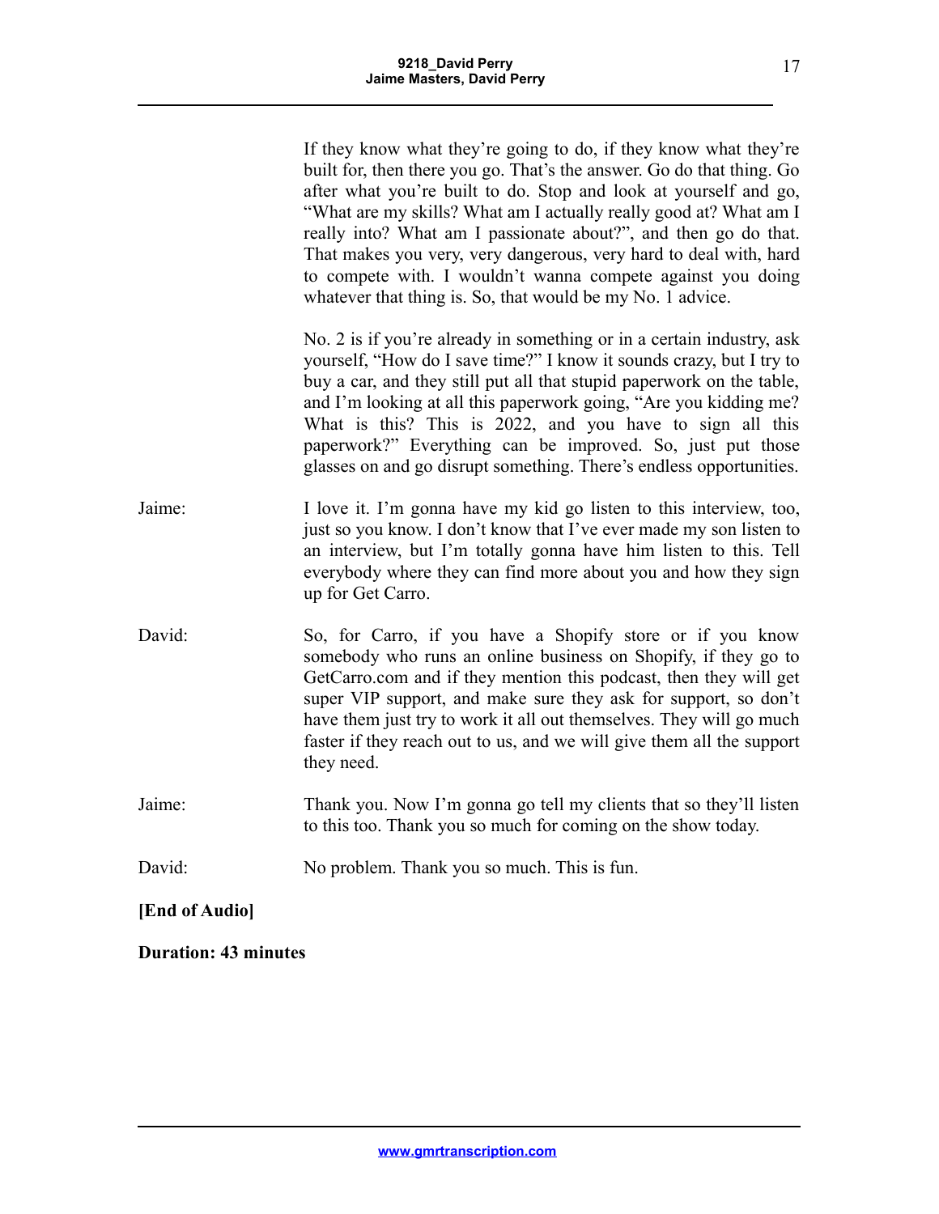If they know what they're going to do, if they know what they're built for, then there you go. That's the answer. Go do that thing. Go after what you're built to do. Stop and look at yourself and go, "What are my skills? What am I actually really good at? What am I really into? What am I passionate about?", and then go do that. That makes you very, very dangerous, very hard to deal with, hard to compete with. I wouldn't wanna compete against you doing whatever that thing is. So, that would be my No. 1 advice.

No. 2 is if you're already in something or in a certain industry, ask yourself, "How do I save time?" I know it sounds crazy, but I try to buy a car, and they still put all that stupid paperwork on the table, and I'm looking at all this paperwork going, "Are you kidding me? What is this? This is 2022, and you have to sign all this paperwork?" Everything can be improved. So, just put those glasses on and go disrupt something. There's endless opportunities.

Jaime: I love it. I'm gonna have my kid go listen to this interview, too, just so you know. I don't know that I've ever made my son listen to an interview, but I'm totally gonna have him listen to this. Tell everybody where they can find more about you and how they sign up for Get Carro.

David: So, for Carro, if you have a Shopify store or if you know somebody who runs an online business on Shopify, if they go to GetCarro.com and if they mention this podcast, then they will get super VIP support, and make sure they ask for support, so don't have them just try to work it all out themselves. They will go much faster if they reach out to us, and we will give them all the support they need.

Jaime: Thank you. Now I'm gonna go tell my clients that so they'll listen to this too. Thank you so much for coming on the show today.

David: No problem. Thank you so much. This is fun.

**[End of Audio]**

**Duration: 43 minutes**